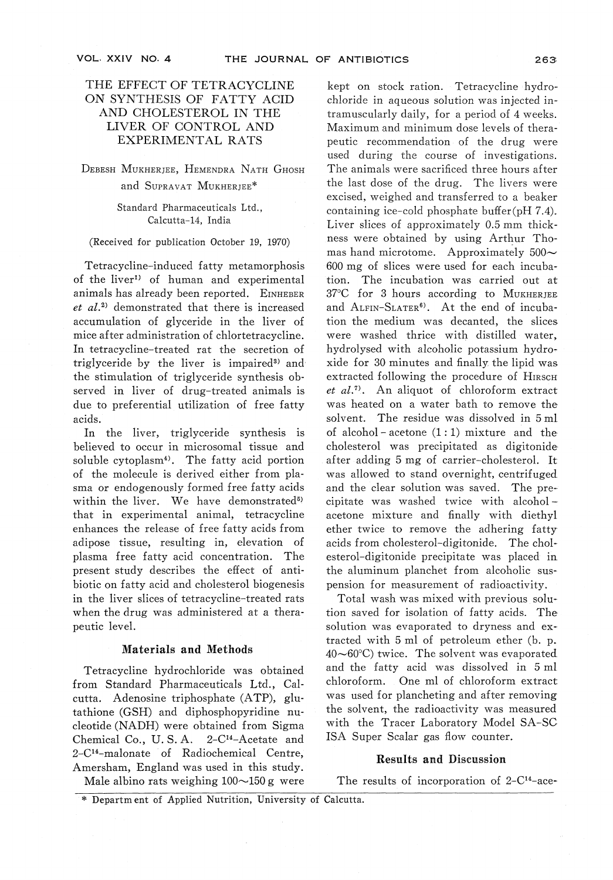# THE EFFECT OF TETRACYCLINE ON SYNTHESIS OF FATTY ACID AND CHOLESTEROL IN THE LIVER OF CONTROL AND EXPERIMENTAL RATS

Debesh Mukherjee, Hemendra Nath Ghosh and Supravat Mukherjee*

Standard Pharmaceuticals Ltd., Calcutta-14, India

(Received for publication October 19, 1970)

Tetracycline-induced fatty metamorphosis of the liver[1] of human and experimental animals has already been reported. Einheber *et al.*[2] demonstrated that there is increased accumulation of glyceride in the liver of mice after administration of chlortetracycline. In tetracycline-treated rat the secretion of triglyceride by the liver is impaired[3] and the stimulation of triglyceride synthesis observed in liver of drug-treated animals is due to preferential utilization of free fatty acids.

In the liver, triglyceride synthesis is believed to occur in microsomal tissue and soluble cytoplasm[4]. The fatty acid portion of the molecule is derived either from plasma or endogenously formed free fatty acids within the liver. We have demonstrated[5] that in experimental animal, tetracycline enhances the release of free fatty acids from adipose tissue, resulting in, elevation of plasma free fatty acid concentration. The present study describes the effect of antibiotic on fatty acid and cholesterol biogenesis in the liver slices of tetracycline-treated rats when the drug was administered at a therapeutic level.

## Materials and Methods

Tetracycline hydrochloride was obtained from Standard Pharmaceuticals Ltd., Calcutta. Adenosine triphosphate (ATP), glutathione (GSH) and diphosphopyridine nucleotide (NADH) were obtained from Sigma Chemical Co., U. S. A. 2-$C^{14}$-Acetate and 2-$C^{14}$-malonate of Radiochemical Centre, Amersham, England was used in this study.

Male albino rats weighing 100~150 g were kept on stock ration. Tetracycline hydrochloride in aqueous solution was injected intramuscularly daily, for a period of 4 weeks. Maximum and minimum dose levels of therapeutic recommendation of the drug were used during the course of investigations. The animals were sacrificed three hours after the last dose of the drug. The livers were excised, weighed and transferred to a beaker containing ice-cold phosphate buffer (pH 7.4). Liver slices of approximately 0.5 mm thickness were obtained by using Arthur Thomas hand microtome. Approximately 500~600 mg of slices were used for each incubation. The incubation was carried out at 37°C for 3 hours according to Mukherjee and Alfin-Slater[6]. At the end of incubation the medium was decanted, the slices were washed thrice with distilled water, hydrolysed with alcoholic potassium hydroxide for 30 minutes and finally the lipid was extracted following the procedure of Hirsch *et al.*[7]. An aliquot of chloroform extract was heated on a water bath to remove the solvent. The residue was dissolved in 5 ml of alcohol - acetone (1 : 1) mixture and the cholesterol was precipitated as digitonide after adding 5 mg of carrier-cholesterol. It was allowed to stand overnight, centrifuged and the clear solution was saved. The precipitate was washed twice with alcohol - acetone mixture and finally with diethyl ether twice to remove the adhering fatty acids from cholesterol-digitonide. The cholesterol-digitonide precipitate was placed in the aluminum planchet from alcoholic suspension for measurement of radioactivity.

Total wash was mixed with previous solution saved for isolation of fatty acids. The solution was evaporated to dryness and extracted with 5 ml of petroleum ether (b. p. 40~60°C) twice. The solvent was evaporated and the fatty acid was dissolved in 5 ml chloroform. One ml of chloroform extract was used for plancheting and after removing the solvent, the radioactivity was measured with the Tracer Laboratory Model SA-SC ISA Super Scalar gas flow counter.

## Results and Discussion

The results of incorporation of 2-$C^{14}$-ace-

\* Department of Applied Nutrition, University of Calcutta.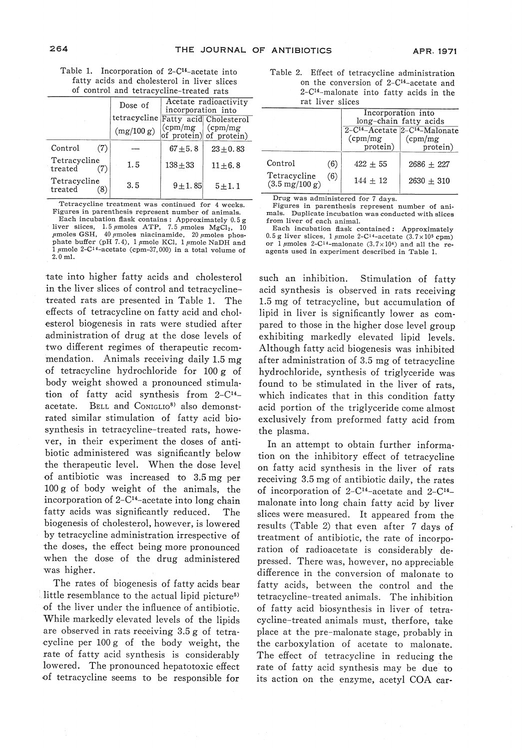Table 1. Incorporation of 2-$C^{14}$-acetate into fatty acids and cholesterol in liver slices of control and tetracycline-treated rats

| | Dose of tetracycline (mg/100 g) | Acetate radioactivity incorporation into Fatty acid (cpm/mg of protein) | Cholesterol (cpm/mg of protein) |
|---|---|---|---|
| Control (7) | — | 67±5.8 | 23±0.83 |
| Tetracycline treated (7) | 1.5 | 138±33 | 11±6.8 |
| Tetracycline treated (8) | 3.5 | 9±1.85 | 5±1.1 |

Tetracycline treatment was continued for 4 weeks.
Figures in parenthesis represent number of animals.
Each incubation flask contains: Approximately 0.5 g liver slices, 1.5 μmoles ATP, 7.5 μmoles $MgCl_2$, 10 μmoles GSH, 40 μmoles niacinamide, 20 μmoles phosphate buffer (pH 7.4), 1 μmole KCl, 1 μmole NaDH and 1 μmole 2-$C^{14}$-acetate (cpm-37,000) in a total volume of 2.0 ml.

Table 2. Effect of tetracycline administration on the conversion of 2-$C^{14}$-acetate and 2-$C^{14}$-malonate into fatty acids in the rat liver slices

| | Incorporation into long-chain fatty acids | |
|---|---|---|
| | 2-$C^{14}$-Acetate (cpm/mg protein) | 2-$C^{14}$-Malonate (cpm/mg protein) |
| Control (6) | 422 ± 55 | 2686 ± 227 |
| Tetracycline (6) (3.5 mg/100 g) | 144 ± 12 | 2630 ± 310 |

Drug was administered for 7 days.
Figures in parenthesis represent number of animals. Duplicate incubation was conducted with slices from liver of each animal.
Each incubation flask contained: Approximately 0.5 g liver slices, 1 μmole 2-$C^{14}$-acetate ($3.7 \times 10^5$ cpm) or 1 μmoles 2-$C^{14}$-malonate ($3.7 \times 10^4$) and all the reagents used in experiment described in Table 1.

tate into higher fatty acids and cholesterol in the liver slices of control and tetracycline-treated rats are presented in Table 1. The effects of tetracycline on fatty acid and cholesterol biogenesis in rats were studied after administration of drug at the dose levels of two different regimes of therapeutic recommendation. Animals receiving daily 1.5 mg of tetracycline hydrochloride for 100 g of body weight showed a pronounced stimulation of fatty acid synthesis from 2-$C^{14}$-acetate. BELL and CONIGLIO[8] also demonstrated similar stimulation of fatty acid biosynthesis in tetracycline-treated rats, however, in their experiment the doses of antibiotic administered was significantly below the therapeutic level. When the dose level of antibiotic was increased to 3.5 mg per 100 g of body weight of the animals, the incorporation of 2-$C^{14}$-acetate into long chain fatty acids was significantly reduced. The biogenesis of cholesterol, however, is lowered by tetracycline administration irrespective of the doses, the effect being more pronounced when the dose of the drug administered was higher.

The rates of biogenesis of fatty acids bear little resemblance to the actual lipid picture[5] of the liver under the influence of antibiotic. While markedly elevated levels of the lipids are observed in rats receiving 3.5 g of tetracycline per 100 g of the body weight, the rate of fatty acid synthesis is considerably lowered. The pronounced hepatotoxic effect of tetracycline seems to be responsible for such an inhibition. Stimulation of fatty acid synthesis is observed in rats receiving 1.5 mg of tetracycline, but accumulation of lipid in liver is significantly lower as compared to those in the higher dose level group exhibiting markedly elevated lipid levels. Although fatty acid biogenesis was inhibited after administration of 3.5 mg of tetracycline hydrochloride, synthesis of triglyceride was found to be stimulated in the liver of rats, which indicates that in this condition fatty acid portion of the triglyceride come almost exclusively from preformed fatty acid from the plasma.

In an attempt to obtain further information on the inhibitory effect of tetracycline on fatty acid synthesis in the liver of rats receiving 3.5 mg of antibiotic daily, the rates of incorporation of 2-$C^{14}$-acetate and 2-$C^{14}$-malonate into long chain fatty acid by liver slices were measured. It appeared from the results (Table 2) that even after 7 days of treatment of antibiotic, the rate of incorporation of radioacetate is considerably depressed. There was, however, no appreciable difference in the conversion of malonate to fatty acids, between the control and the tetracycline-treated animals. The inhibition of fatty acid biosynthesis in liver of tetracycline-treated animals must, therfore, take place at the pre-malonate stage, probably in the carboxylation of acetate to malonate. The effect of tetracycline in reducing the rate of fatty acid synthesis may be due to its action on the enzyme, acetyl COA car-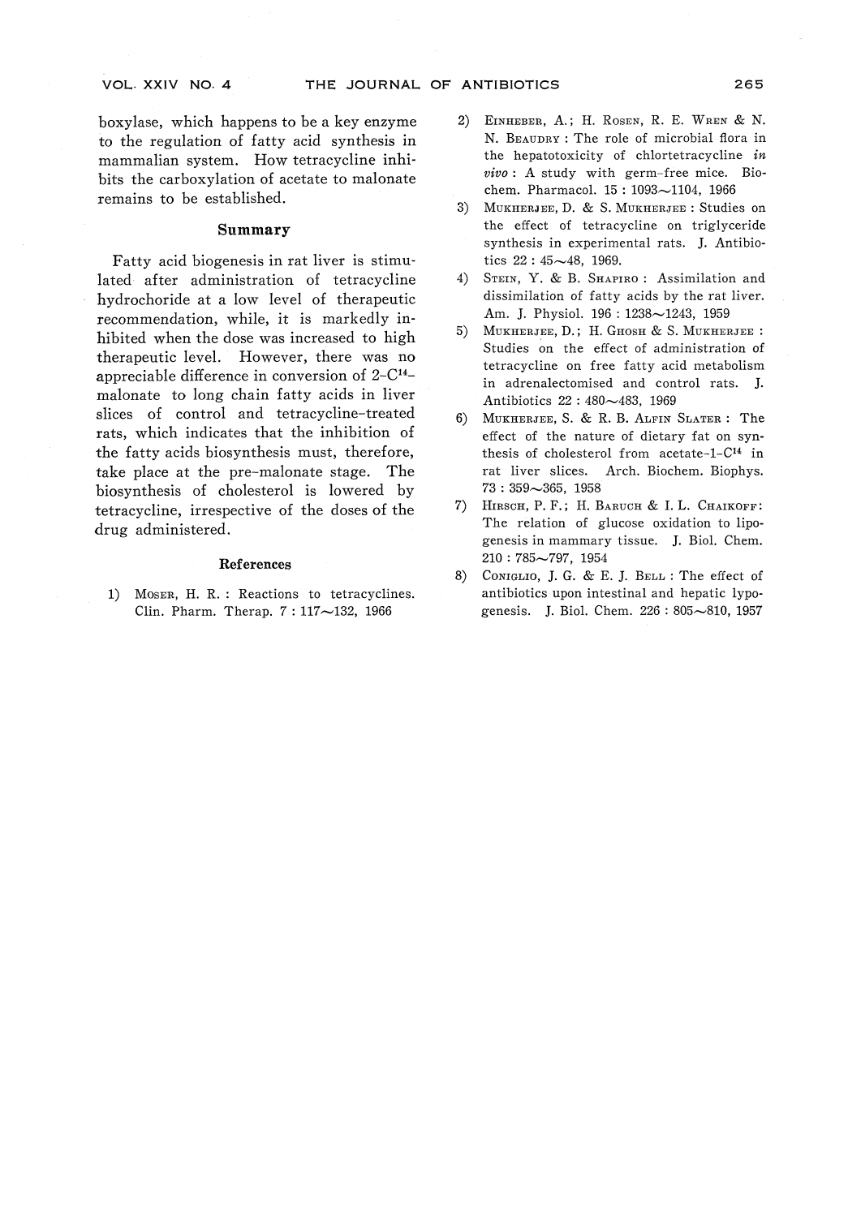boxylase, which happens to be a key enzyme to the regulation of fatty acid synthesis in mammalian system. How tetracycline inhibits the carboxylation of acetate to malonate remains to be established.

## Summary

Fatty acid biogenesis in rat liver is stimulated after administration of tetracycline hydrochoride at a low level of therapeutic recommendation, while, it is markedly inhibited when the dose was increased to high therapeutic level. However, there was no appreciable difference in conversion of 2-$C^{14}$-malonate to long chain fatty acids in liver slices of control and tetracycline-treated rats, which indicates that the inhibition of the fatty acids biosynthesis must, therefore, take place at the pre-malonate stage. The biosynthesis of cholesterol is lowered by tetracycline, irrespective of the doses of the drug administered.

### References

1) Moser, H. R. : Reactions to tetracyclines. Clin. Pharm. Therap. 7 : 117~132, 1966
2) Einheber, A.; H. Rosen, R. E. Wren & N. N. Beaudry : The role of microbial flora in the hepatotoxicity of chlortetracycline *in vivo* : A study with germ-free mice. Biochem. Pharmacol. 15 : 1093~1104, 1966
3) Mukherjee, D. & S. Mukherjee : Studies on the effect of tetracycline on triglyceride synthesis in experimental rats. J. Antibiotics 22 : 45~48, 1969.
4) Stein, Y. & B. Shapiro : Assimilation and dissimilation of fatty acids by the rat liver. Am. J. Physiol. 196 : 1238~1243, 1959
5) Mukherjee, D.; H. Ghosh & S. Mukherjee : Studies on the effect of administration of tetracycline on free fatty acid metabolism in adrenalectomised and control rats. J. Antibiotics 22 : 480~483, 1969
6) Mukherjee, S. & R. B. Alfin Slater : The effect of the nature of dietary fat on synthesis of cholesterol from acetate-1-$C^{14}$ in rat liver slices. Arch. Biochem. Biophys. 73 : 359~365, 1958
7) Hirsch, P. F.; H. Baruch & I. L. Chaikoff: The relation of glucose oxidation to lipogenesis in mammary tissue. J. Biol. Chem. 210 : 785~797, 1954
8) Coniglio, J. G. & E. J. Bell : The effect of antibiotics upon intestinal and hepatic lypogenesis. J. Biol. Chem. 226 : 805~810, 1957